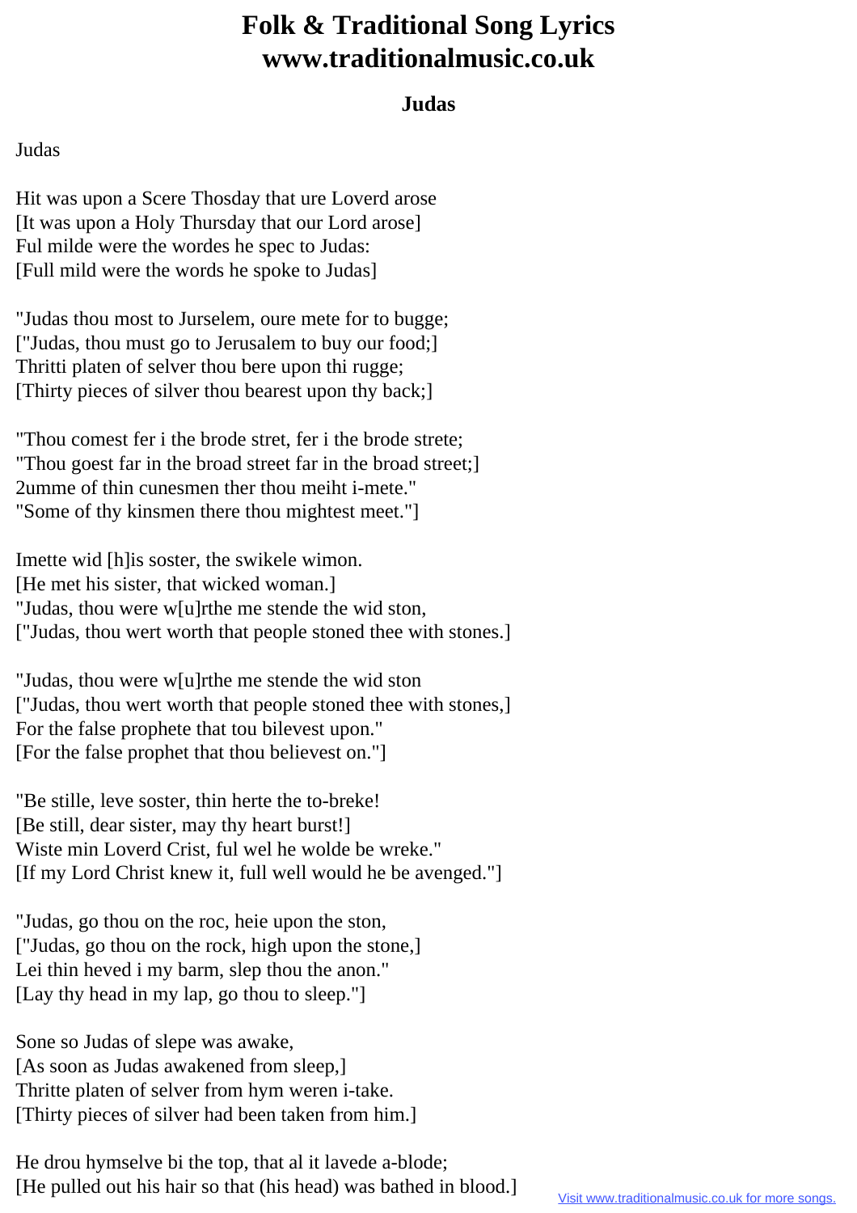# Folk & Traditional Song Lyrics
# www.traditionalmusic.co.uk

### Judas

Judas

Hit was upon a Scere Thosday that ure Loverd arose
[It was upon a Holy Thursday that our Lord arose]
Ful milde were the wordes he spec to Judas:
[Full mild were the words he spoke to Judas]

"Judas thou most to Jurselem, oure mete for to bugge;
["Judas, thou must go to Jerusalem to buy our food;]
Thritti platen of selver thou bere upon thi rugge;
[Thirty pieces of silver thou bearest upon thy back;]

"Thou comest fer i the brode stret, fer i the brode strete;
"Thou goest far in the broad street far in the broad street;]
2umme of thin cunesmen ther thou meiht i-mete."
"Some of thy kinsmen there thou mightest meet."]

Imette wid [h]is soster, the swikele wimon.
[He met his sister, that wicked woman.]
"Judas, thou were w[u]rthe me stende the wid ston,
["Judas, thou wert worth that people stoned thee with stones.]

"Judas, thou were w[u]rthe me stende the wid ston
["Judas, thou wert worth that people stoned thee with stones,]
For the false prophete that tou bilevest upon."
[For the false prophet that thou believest on."]

"Be stille, leve soster, thin herte the to-breke!
[Be still, dear sister, may thy heart burst!]
Wiste min Loverd Crist, ful wel he wolde be wreke."
[If my Lord Christ knew it, full well would he be avenged."]

"Judas, go thou on the roc, heie upon the ston,
["Judas, go thou on the rock, high upon the stone,]
Lei thin heved i my barm, slep thou the anon."
[Lay thy head in my lap, go thou to sleep."]

Sone so Judas of slepe was awake,
[As soon as Judas awakened from sleep,]
Thritte platen of selver from hym weren i-take.
[Thirty pieces of silver had been taken from him.]

He drou hymselve bi the top, that al it lavede a-blode;
[He pulled out his hair so that (his head) was bathed in blood.]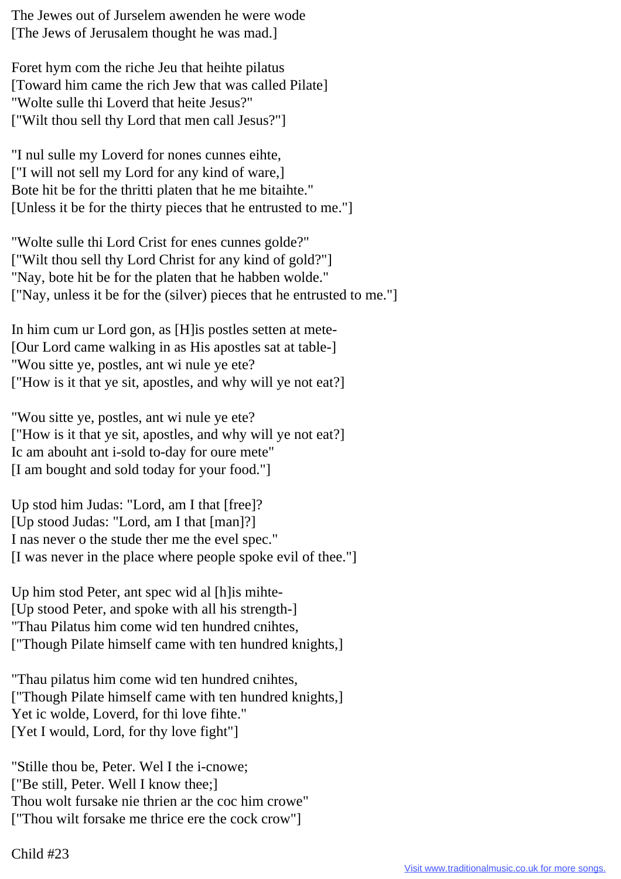The Jewes out of Jurselem awenden he were wode
[The Jews of Jerusalem thought he was mad.]

Foret hym com the riche Jeu that heihte pilatus
[Toward him came the rich Jew that was called Pilate]
"Wolte sulle thi Loverd that heite Jesus?"
["Wilt thou sell thy Lord that men call Jesus?"]

"I nul sulle my Loverd for nones cunnes eihte,
["I will not sell my Lord for any kind of ware,]
Bote hit be for the thritti platen that he me bitaihte."
[Unless it be for the thirty pieces that he entrusted to me."]

"Wolte sulle thi Lord Crist for enes cunnes golde?"
["Wilt thou sell thy Lord Christ for any kind of gold?"]
"Nay, bote hit be for the platen that he habben wolde."
["Nay, unless it be for the (silver) pieces that he entrusted to me."]

In him cum ur Lord gon, as [H]is postles setten at mete-
[Our Lord came walking in as His apostles sat at table-]
"Wou sitte ye, postles, ant wi nule ye ete?
["How is it that ye sit, apostles, and why will ye not eat?]

"Wou sitte ye, postles, ant wi nule ye ete?
["How is it that ye sit, apostles, and why will ye not eat?]
Ic am abouht ant i-sold to-day for oure mete"
[I am bought and sold today for your food."]

Up stod him Judas: "Lord, am I that [free]?
[Up stood Judas: "Lord, am I that [man]?]
I nas never o the stude ther me the evel spec."
[I was never in the place where people spoke evil of thee."]

Up him stod Peter, ant spec wid al [h]is mihte-
[Up stood Peter, and spoke with all his strength-]
"Thau Pilatus him come wid ten hundred cnihtes,
["Though Pilate himself came with ten hundred knights,]

"Thau pilatus him come wid ten hundred cnihtes,
["Though Pilate himself came with ten hundred knights,]
Yet ic wolde, Loverd, for thi love fihte."
[Yet I would, Lord, for thy love fight"]

"Stille thou be, Peter. Wel I the i-cnowe;
["Be still, Peter. Well I know thee;]
Thou wolt fursake nie thrien ar the coc him crowe"
["Thou wilt forsake me thrice ere the cock crow"]

Child #23

Visit www.traditionalmusic.co.uk for more songs.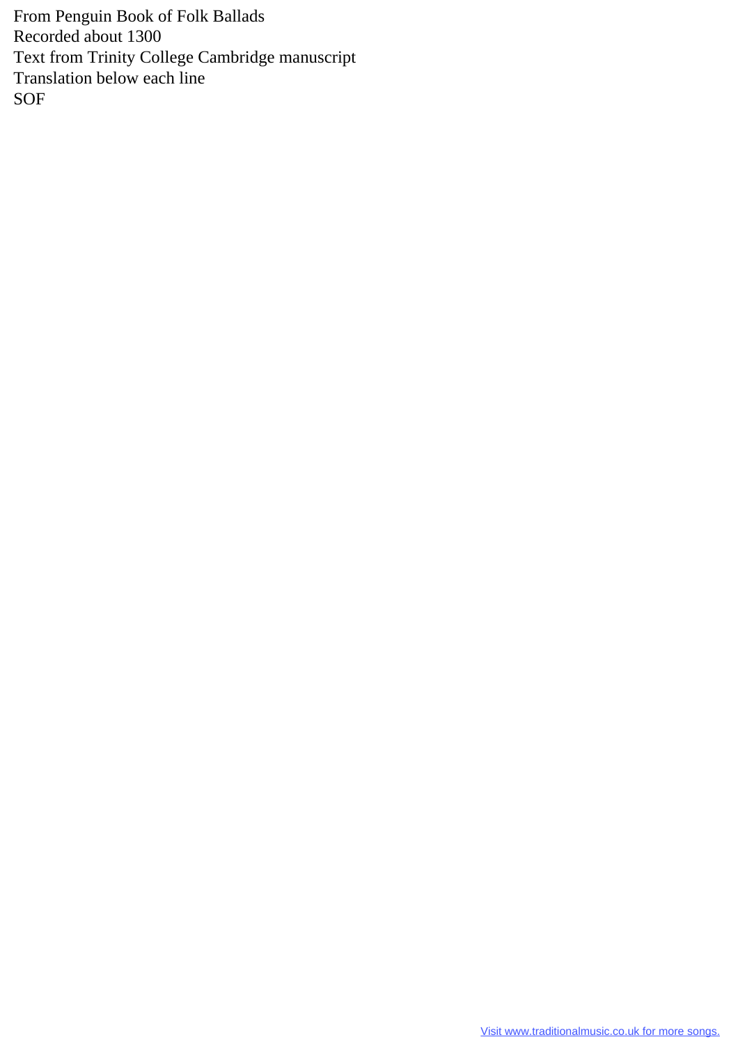From Penguin Book of Folk Ballads
Recorded about 1300
Text from Trinity College Cambridge manuscript
Translation below each line
SOF